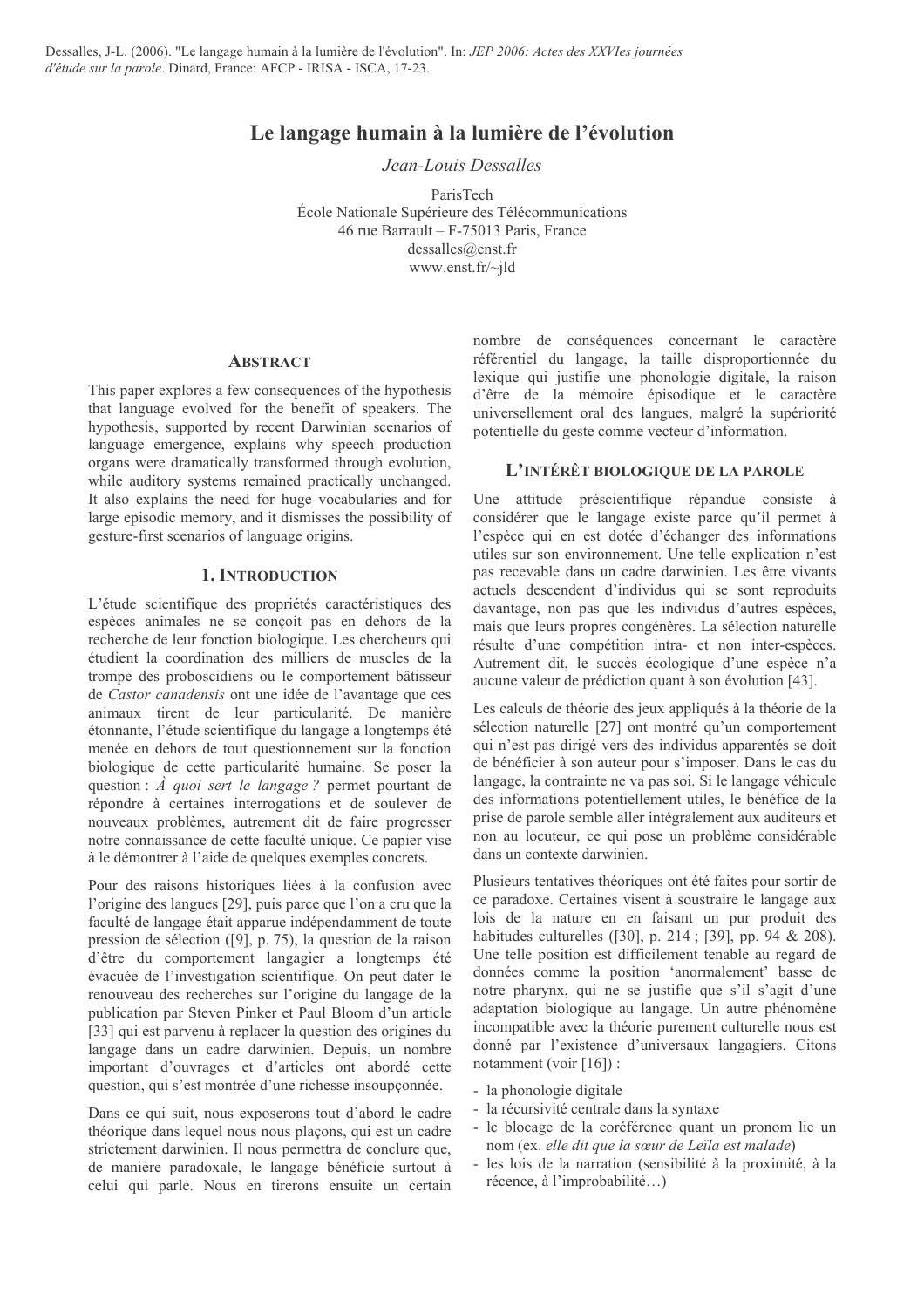Dessalles, J-L. (2006). "Le langage humain à la lumière de l'évolution". In: *JEP 2006: Actes des XXVIes journées d'étude sur la parole*. Dinard, France: AFCP - IRISA - ISCA, 17-23.

# Le langage humain à la lumière de l'évolution

*Jean-Louis Dessalles*

ParisTech
École Nationale Supérieure des Télécommunications
46 rue Barrault – F-75013 Paris, France
dessalles@enst.fr
www.enst.fr/~jld

## ABSTRACT

This paper explores a few consequences of the hypothesis that language evolved for the benefit of speakers. The hypothesis, supported by recent Darwinian scenarios of language emergence, explains why speech production organs were dramatically transformed through evolution, while auditory systems remained practically unchanged. It also explains the need for huge vocabularies and for large episodic memory, and it dismisses the possibility of gesture-first scenarios of language origins.

## 1. INTRODUCTION

L'étude scientifique des propriétés caractéristiques des espèces animales ne se conçoit pas en dehors de la recherche de leur fonction biologique. Les chercheurs qui étudient la coordination des milliers de muscles de la trompe des proboscidiens ou le comportement bâtisseur de *Castor canadensis* ont une idée de l'avantage que ces animaux tirent de leur particularité. De manière étonnante, l'étude scientifique du langage a longtemps été menée en dehors de tout questionnement sur la fonction biologique de cette particularité humaine. Se poser la question : *À quoi sert le langage ?* permet pourtant de répondre à certaines interrogations et de soulever de nouveaux problèmes, autrement dit de faire progresser notre connaissance de cette faculté unique. Ce papier vise à le démontrer à l'aide de quelques exemples concrets.

Pour des raisons historiques liées à la confusion avec l'origine des langues [29], puis parce que l'on a cru que la faculté de langage était apparue indépendamment de toute pression de sélection ([9], p. 75), la question de la raison d'être du comportement langagier a longtemps été évacuée de l'investigation scientifique. On peut dater le renouveau des recherches sur l'origine du langage de la publication par Steven Pinker et Paul Bloom d'un article [33] qui est parvenu à replacer la question des origines du langage dans un cadre darwinien. Depuis, un nombre important d'ouvrages et d'articles ont abordé cette question, qui s'est montrée d'une richesse insoupçonnée.

Dans ce qui suit, nous exposerons tout d'abord le cadre théorique dans lequel nous nous plaçons, qui est un cadre strictement darwinien. Il nous permettra de conclure que, de manière paradoxale, le langage bénéficie surtout à celui qui parle. Nous en tirerons ensuite un certain nombre de conséquences concernant le caractère référentiel du langage, la taille disproportionnée du lexique qui justifie une phonologie digitale, la raison d'être de la mémoire épisodique et le caractère universellement oral des langues, malgré la supériorité potentielle du geste comme vecteur d'information.

## L'INTÉRÊT BIOLOGIQUE DE LA PAROLE

Une attitude préscientifique répandue consiste à considérer que le langage existe parce qu'il permet à l'espèce qui en est dotée d'échanger des informations utiles sur son environnement. Une telle explication n'est pas recevable dans un cadre darwinien. Les être vivants actuels descendent d'individus qui se sont reproduits davantage, non pas que les individus d'autres espèces, mais que leurs propres congénères. La sélection naturelle résulte d'une compétition intra- et non inter-espèces. Autrement dit, le succès écologique d'une espèce n'a aucune valeur de prédiction quant à son évolution [43].

Les calculs de théorie des jeux appliqués à la théorie de la sélection naturelle [27] ont montré qu'un comportement qui n'est pas dirigé vers des individus apparentés se doit de bénéficier à son auteur pour s'imposer. Dans le cas du langage, la contrainte ne va pas de soi. Si le langage véhicule des informations potentiellement utiles, le bénéfice de la prise de parole semble aller intégralement aux auditeurs et non au locuteur, ce qui pose un problème considérable dans un contexte darwinien.

Plusieurs tentatives théoriques ont été faites pour sortir de ce paradoxe. Certaines visent à soustraire le langage aux lois de la nature en en faisant un pur produit des habitudes culturelles ([30], p. 214 ; [39], pp. 94 & 208). Une telle position est difficilement tenable au regard de données comme la position 'anormalement' basse de notre pharynx, qui ne se justifie que s'il s'agit d'une adaptation biologique au langage. Un autre phénomène incompatible avec la théorie purement culturelle nous est donné par l'existence d'universaux langagiers. Citons notamment (voir [16]) :

- la phonologie digitale
- la récursivité centrale dans la syntaxe
- le blocage de la coréférence quant un pronom lie un nom (ex. *elle dit que la sœur de Leïla est malade*)
- les lois de la narration (sensibilité à la proximité, à la récence, à l'improbabilité…)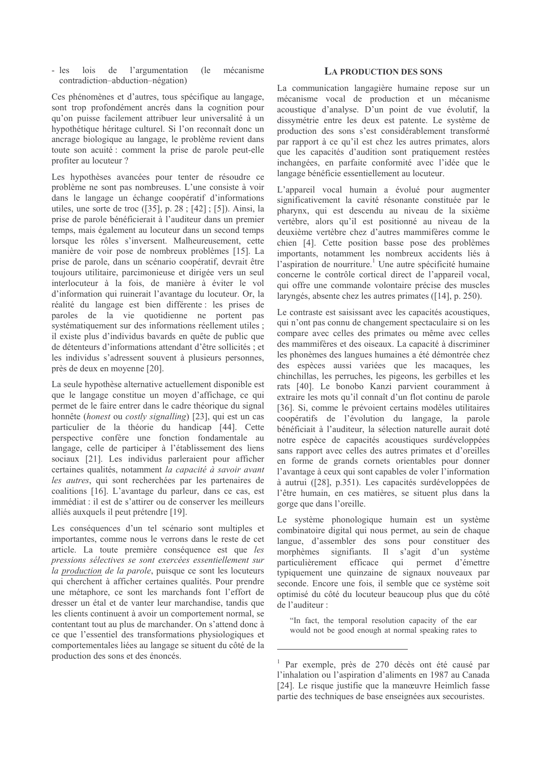- les lois de l'argumentation (le mécanisme contradiction–abduction–négation)

Ces phénomènes et d'autres, tous spécifique au langage, sont trop profondément ancrés dans la cognition pour qu'on puisse facilement attribuer leur universalité à un hypothétique héritage culturel. Si l'on reconnaît donc un ancrage biologique au langage, le problème revient dans toute son acuité : comment la prise de parole peut-elle profiter au locuteur ?

Les hypothèses avancées pour tenter de résoudre ce problème ne sont pas nombreuses. L'une consiste à voir dans le langage un échange coopératif d'informations utiles, une sorte de troc ([35], p. 28 ; [42] ; [5]). Ainsi, la prise de parole bénéficierait à l'auditeur dans un premier temps, mais également au locuteur dans un second temps lorsque les rôles s'inversent. Malheureusement, cette manière de voir pose de nombreux problèmes [15]. La prise de parole, dans un scénario coopératif, devrait être toujours utilitaire, parcimonieuse et dirigée vers un seul interlocuteur à la fois, de manière à éviter le vol d'information qui ruinerait l'avantage du locuteur. Or, la réalité du langage est bien différente : les prises de paroles de la vie quotidienne ne portent pas systématiquement sur des informations réellement utiles ; il existe plus d'individus bavards en quête de public que de détenteurs d'informations attendant d'être sollicités ; et les individus s'adressent souvent à plusieurs personnes, près de deux en moyenne [20].

La seule hypothèse alternative actuellement disponible est que le langage constitue un moyen d'affichage, ce qui permet de le faire entrer dans le cadre théorique du signal honnête (*honest* ou *costly signalling*) [23], qui est un cas particulier de la théorie du handicap [44]. Cette perspective confère une fonction fondamentale au langage, celle de participer à l'établissement des liens sociaux [21]. Les individus parleraient pour afficher certaines qualités, notamment *la capacité à savoir avant les autres*, qui sont recherchées par les partenaires de coalitions [16]. L'avantage du parleur, dans ce cas, est immédiat : il est de s'attirer ou de conserver les meilleurs alliés auxquels il peut prétendre [19].

Les conséquences d'un tel scénario sont multiples et importantes, comme nous le verrons dans le reste de cet article. La toute première conséquence est que *les pressions sélectives se sont exercées essentiellement sur la <u>production</u> de la parole*, puisque ce sont les locuteurs qui cherchent à afficher certaines qualités. Pour prendre une métaphore, ce sont les marchands font l'effort de dresser un étal et de vanter leur marchandise, tandis que les clients continuent à avoir un comportement normal, se contentant tout au plus de marchander. On s'attend donc à ce que l'essentiel des transformations physiologiques et comportementales liées au langage se situent du côté de la production des sons et des énoncés.

## La production des sons

La communication langagière humaine repose sur un mécanisme vocal de production et un mécanisme acoustique d'analyse. D'un point de vue évolutif, la dissymétrie entre les deux est patente. Le système de production des sons s'est considérablement transformé par rapport à ce qu'il est chez les autres primates, alors que les capacités d'audition sont pratiquement restées inchangées, en parfaite conformité avec l'idée que le langage bénéficie essentiellement au locuteur.

L'appareil vocal humain a évolué pour augmenter significativement la cavité résonante constituée par le pharynx, qui est descendu au niveau de la sixième vertèbre, alors qu'il est positionné au niveau de la deuxième vertèbre chez d'autres mammifères comme le chien [4]. Cette position basse pose des problèmes importants, notamment les nombreux accidents liés à l'aspiration de nourriture.[1] Une autre spécificité humaine concerne le contrôle cortical direct de l'appareil vocal, qui offre une commande volontaire précise des muscles laryngés, absente chez les autres primates ([14], p. 250).

Le contraste est saisissant avec les capacités acoustiques, qui n'ont pas connu de changement spectaculaire si on les compare avec celles des primates ou même avec celles des mammifères et des oiseaux. La capacité à discriminer les phonèmes des langues humaines a été démontrée chez des espèces aussi variées que les macaques, les chinchillas, les perruches, les pigeons, les gerbilles et les rats [40]. Le bonobo Kanzi parvient couramment à extraire les mots qu'il connaît d'un flot continu de parole [36]. Si, comme le prévoient certains modèles utilitaires coopératifs de l'évolution du langage, la parole bénéficiait à l'auditeur, la sélection naturelle aurait doté notre espèce de capacités acoustiques surdéveloppées sans rapport avec celles des autres primates et d'oreilles en forme de grands cornets orientables pour donner l'avantage à ceux qui sont capables de voler l'information à autrui ([28], p.351). Les capacités surdéveloppées de l'être humain, en ces matières, se situent plus dans la gorge que dans l'oreille.

Le système phonologique humain est un système combinatoire digital qui nous permet, au sein de chaque langue, d'assembler des sons pour constituer des morphèmes signifiants. Il s'agit d'un système particulièrement efficace qui permet d'émettre typiquement une quinzaine de signaux nouveaux par seconde. Encore une fois, il semble que ce système soit optimisé du côté du locuteur beaucoup plus que du côté de l'auditeur :

> "In fact, the temporal resolution capacity of the ear would not be good enough at normal speaking rates to

---

[1] Par exemple, près de 270 décès ont été causé par l'inhalation ou l'aspiration d'aliments en 1987 au Canada [24]. Le risque justifie que la manœuvre Heimlich fasse partie des techniques de base enseignées aux secouristes.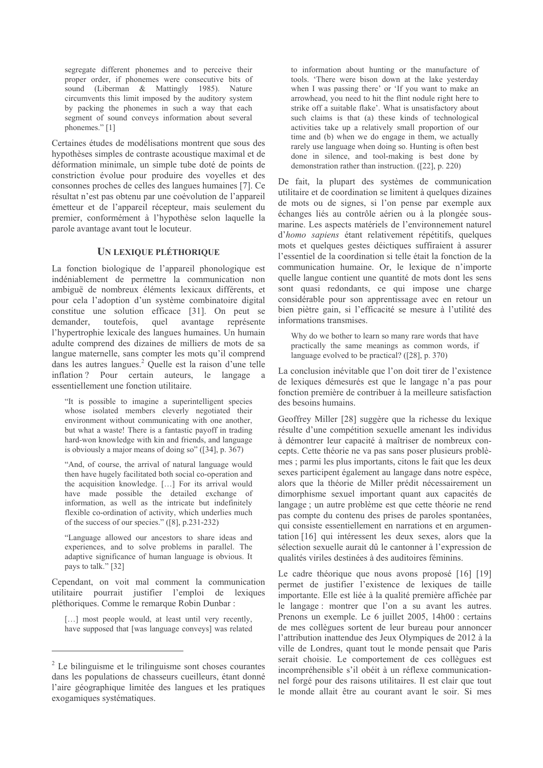segregate different phonemes and to perceive their proper order, if phonemes were consecutive bits of sound (Liberman & Mattingly 1985). Nature circumvents this limit imposed by the auditory system by packing the phonemes in such a way that each segment of sound conveys information about several phonemes." [1]

Certaines études de modélisations montrent que sous des hypothèses simples de contraste acoustique maximal et de déformation minimale, un simple tube doté de points de constriction évolue pour produire des voyelles et des consonnes proches de celles des langues humaines [7]. Ce résultat n'est pas obtenu par une coévolution de l'appareil émetteur et de l'appareil récepteur, mais seulement du premier, conformément à l'hypothèse selon laquelle la parole avantage avant tout le locuteur.

## UN LEXIQUE PLÉTHORIQUE

La fonction biologique de l'appareil phonologique est indéniablement de permettre la communication non ambiguë de nombreux éléments lexicaux différents, et pour cela l'adoption d'un système combinatoire digital constitue une solution efficace [31]. On peut se demander, toutefois, quel avantage représente l'hypertrophie lexicale des langues humaines. Un humain adulte comprend des dizaines de milliers de mots de sa langue maternelle, sans compter les mots qu'il comprend dans les autres langues.[2] Quelle est la raison d'une telle inflation ? Pour certain auteurs, le langage a essentiellement une fonction utilitaire.

> "It is possible to imagine a superintelligent species whose isolated members cleverly negotiated their environment without communicating with one another, but what a waste! There is a fantastic payoff in trading hard-won knowledge with kin and friends, and language is obviously a major means of doing so" ([34], p. 367)

> "And, of course, the arrival of natural language would then have hugely facilitated both social co-operation and the acquisition knowledge. […] For its arrival would have made possible the detailed exchange of information, as well as the intricate but indefinitely flexible co-ordination of activity, which underlies much of the success of our species." ([8], p.231-232)

> "Language allowed our ancestors to share ideas and experiences, and to solve problems in parallel. The adaptive significance of human language is obvious. It pays to talk." [32]

Cependant, on voit mal comment la communication utilitaire pourrait justifier l'emploi de lexiques pléthoriques. Comme le remarque Robin Dunbar :

> […] most people would, at least until very recently, have supposed that [was language conveys] was related to information about hunting or the manufacture of tools. 'There were bison down at the lake yesterday when I was passing there' or 'If you want to make an arrowhead, you need to hit the flint nodule right here to strike off a suitable flake'. What is unsatisfactory about such claims is that (a) these kinds of technological activities take up a relatively small proportion of our time and (b) when we do engage in them, we actually rarely use language when doing so. Hunting is often best done in silence, and tool-making is best done by demonstration rather than instruction. ([22], p. 220)

De fait, la plupart des systèmes de communication utilitaire et de coordination se limitent à quelques dizaines de mots ou de signes, si l'on pense par exemple aux échanges liés au contrôle aérien ou à la plongée sous-marine. Les aspects matériels de l'environnement naturel d'*homo sapiens* étant relativement répétitifs, quelques mots et quelques gestes déictiques suffiraient à assurer l'essentiel de la coordination si telle était la fonction de la communication humaine. Or, le lexique de n'importe quelle langue contient une quantité de mots dont les sens sont quasi redondants, ce qui impose une charge considérable pour son apprentissage avec en retour un bien piètre gain, si l'efficacité se mesure à l'utilité des informations transmises.

> Why do we bother to learn so many rare words that have practically the same meanings as common words, if language evolved to be practical? ([28], p. 370)

La conclusion inévitable que l'on doit tirer de l'existence de lexiques démesurés est que le langage n'a pas pour fonction première de contribuer à la meilleure satisfaction des besoins humains.

Geoffrey Miller [28] suggère que la richesse du lexique résulte d'une compétition sexuelle amenant les individus à démontrer leur capacité à maîtriser de nombreux concepts. Cette théorie ne va pas sans poser plusieurs problèmes ; parmi les plus importants, citons le fait que les deux sexes participent également au langage dans notre espèce, alors que la théorie de Miller prédit nécessairement un dimorphisme sexuel important quant aux capacités de langage ; un autre problème est que cette théorie ne rend pas compte du contenu des prises de paroles spontanées, qui consiste essentiellement en narrations et en argumentation [16] qui intéressent les deux sexes, alors que la sélection sexuelle aurait dû le cantonner à l'expression de qualités viriles destinées à des auditoires féminins.

Le cadre théorique que nous avons proposé [16] [19] permet de justifier l'existence de lexiques de taille importante. Elle est liée à la qualité première affichée par le langage : montrer que l'on a su avant les autres. Prenons un exemple. Le 6 juillet 2005, 14h00 : certains de mes collègues sortent de leur bureau pour annoncer l'attribution inattendue des Jeux Olympiques de 2012 à la ville de Londres, quant tout le monde pensait que Paris serait choisie. Le comportement de ces collègues est incompréhensible s'il obéit à un réflexe communicationnel forgé pour des raisons utilitaires. Il est clair que tout le monde allait être au courant avant le soir. Si mes

[2] Le bilinguisme et le trilinguisme sont choses courantes dans les populations de chasseurs cueilleurs, étant donné l'aire géographique limitée des langues et les pratiques exogamiques systématiques.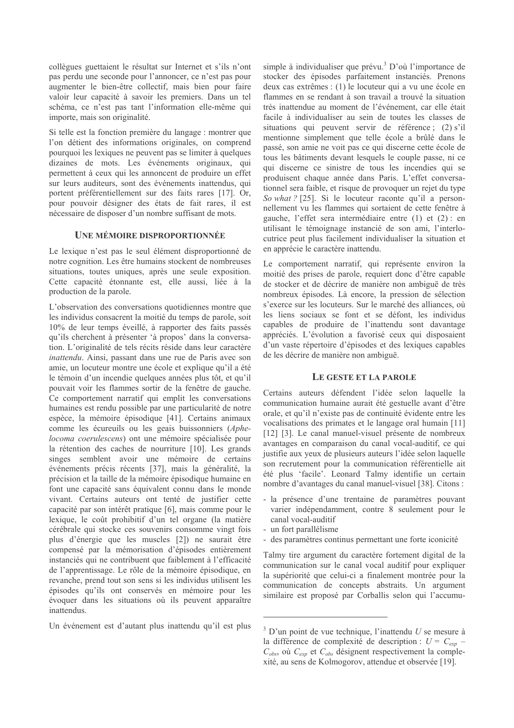collègues guettaient le résultat sur Internet et s'ils n'ont pas perdu une seconde pour l'annoncer, ce n'est pas pour augmenter le bien-être collectif, mais bien pour faire valoir leur capacité à savoir les premiers. Dans un tel schéma, ce n'est pas tant l'information elle-même qui importe, mais son originalité.

Si telle est la fonction première du langage : montrer que l'on détient des informations originales, on comprend pourquoi les lexiques ne peuvent pas se limiter à quelques dizaines de mots. Les événements originaux, qui permettent à ceux qui les annoncent de produire un effet sur leurs auditeurs, sont des événements inattendus, qui portent préférentiellement sur des faits rares [17]. Or, pour pouvoir désigner des états de fait rares, il est nécessaire de disposer d'un nombre suffisant de mots.

## UNE MÉMOIRE DISPROPORTIONNÉE

Le lexique n'est pas le seul élément disproportionné de notre cognition. Les être humains stockent de nombreuses situations, toutes uniques, après une seule exposition. Cette capacité étonnante est, elle aussi, liée à la production de la parole.

L'observation des conversations quotidiennes montre que les individus consacrent la moitié du temps de parole, soit 10% de leur temps éveillé, à rapporter des faits passés qu'ils cherchent à présenter 'à propos' dans la conversation. L'originalité de tels récits réside dans leur caractère *inattendu*. Ainsi, passant dans une rue de Paris avec son amie, un locuteur montre une école et explique qu'il a été le témoin d'un incendie quelques années plus tôt, et qu'il pouvait voir les flammes sortir de la fenêtre de gauche. Ce comportement narratif qui emplit les conversations humaines est rendu possible par une particularité de notre espèce, la mémoire épisodique [41]. Certains animaux comme les écureuils ou les geais buissonniers (*Aphelocoma coerulescens*) ont une mémoire spécialisée pour la rétention des caches de nourriture [10]. Les grands singes semblent avoir une mémoire de certains événements précis récents [37], mais la généralité, la précision et la taille de la mémoire épisodique humaine en font une capacité sans équivalent connu dans le monde vivant. Certains auteurs ont tenté de justifier cette capacité par son intérêt pratique [6], mais comme pour le lexique, le coût prohibitif d'un tel organe (la matière cérébrale qui stocke ces souvenirs consomme vingt fois plus d'énergie que les muscles [2]) ne saurait être compensé par la mémorisation d'épisodes entièrement instanciés qui ne contribuent que faiblement à l'efficacité de l'apprentissage. Le rôle de la mémoire épisodique, en revanche, prend tout son sens si les individus utilisent les épisodes qu'ils ont conservés en mémoire pour les évoquer dans les situations où ils peuvent apparaître inattendus.

Un événement est d'autant plus inattendu qu'il est plus simple à individualiser que prévu.[3] D'où l'importance de stocker des épisodes parfaitement instanciés. Prenons deux cas extrêmes : (1) le locuteur qui a vu une école en flammes en se rendant à son travail a trouvé la situation très inattendue au moment de l'événement, car elle était facile à individualiser au sein de toutes les classes de situations qui peuvent servir de référence ; (2) s'il mentionne simplement que telle école a brûlé dans le passé, son amie ne voit pas ce qui discerne cette école de tous les bâtiments devant lesquels le couple passe, ni ce qui discerne ce sinistre de tous les incendies qui se produisent chaque année dans Paris. L'effet conversationnel sera faible, et risque de provoquer un rejet du type *So what ?* [25]. Si le locuteur raconte qu'il a personnellement vu les flammes qui sortaient de cette fenêtre à gauche, l'effet sera intermédiaire entre (1) et (2) : en utilisant le témoignage instancié de son ami, l'interlocutrice peut plus facilement individualiser la situation et en apprécie le caractère inattendu.

Le comportement narratif, qui représente environ la moitié des prises de parole, requiert donc d'être capable de stocker et de décrire de manière non ambiguë de très nombreux épisodes. Là encore, la pression de sélection s'exerce sur les locuteurs. Sur le marché des alliances, où les liens sociaux se font et se défont, les individus capables de produire de l'inattendu sont davantage appréciés. L'évolution a favorisé ceux qui disposaient d'un vaste répertoire d'épisodes et des lexiques capables de les décrire de manière non ambiguë.

## LE GESTE ET LA PAROLE

Certains auteurs défendent l'idée selon laquelle la communication humaine aurait été gestuelle avant d'être orale, et qu'il n'existe pas de continuité évidente entre les vocalisations des primates et le langage oral humain [11] [12] [3]. Le canal manuel-visuel présente de nombreux avantages en comparaison du canal vocal-auditif, ce qui justifie aux yeux de plusieurs auteurs l'idée selon laquelle son recrutement pour la communication référentielle ait été plus 'facile'. Leonard Talmy identifie un certain nombre d'avantages du canal manuel-visuel [38]. Citons :

- la présence d'une trentaine de paramètres pouvant varier indépendamment, contre 8 seulement pour le canal vocal-auditif
- un fort parallélisme
- des paramètres continus permettant une forte iconicité

Talmy tire argument du caractère fortement digital de la communication sur le canal vocal auditif pour expliquer la supériorité que celui-ci a finalement montrée pour la communication de concepts abstraits. Un argument similaire est proposé par Corballis selon qui l'accumu-

---

[3] D'un point de vue technique, l'inattendu $U$ se mesure à la différence de complexité de description : $U = C_{exp} - C_{obs}$, où $C_{exp}$ et $C_{obs}$ désignent respectivement la complexité, au sens de Kolmogorov, attendue et observée [19].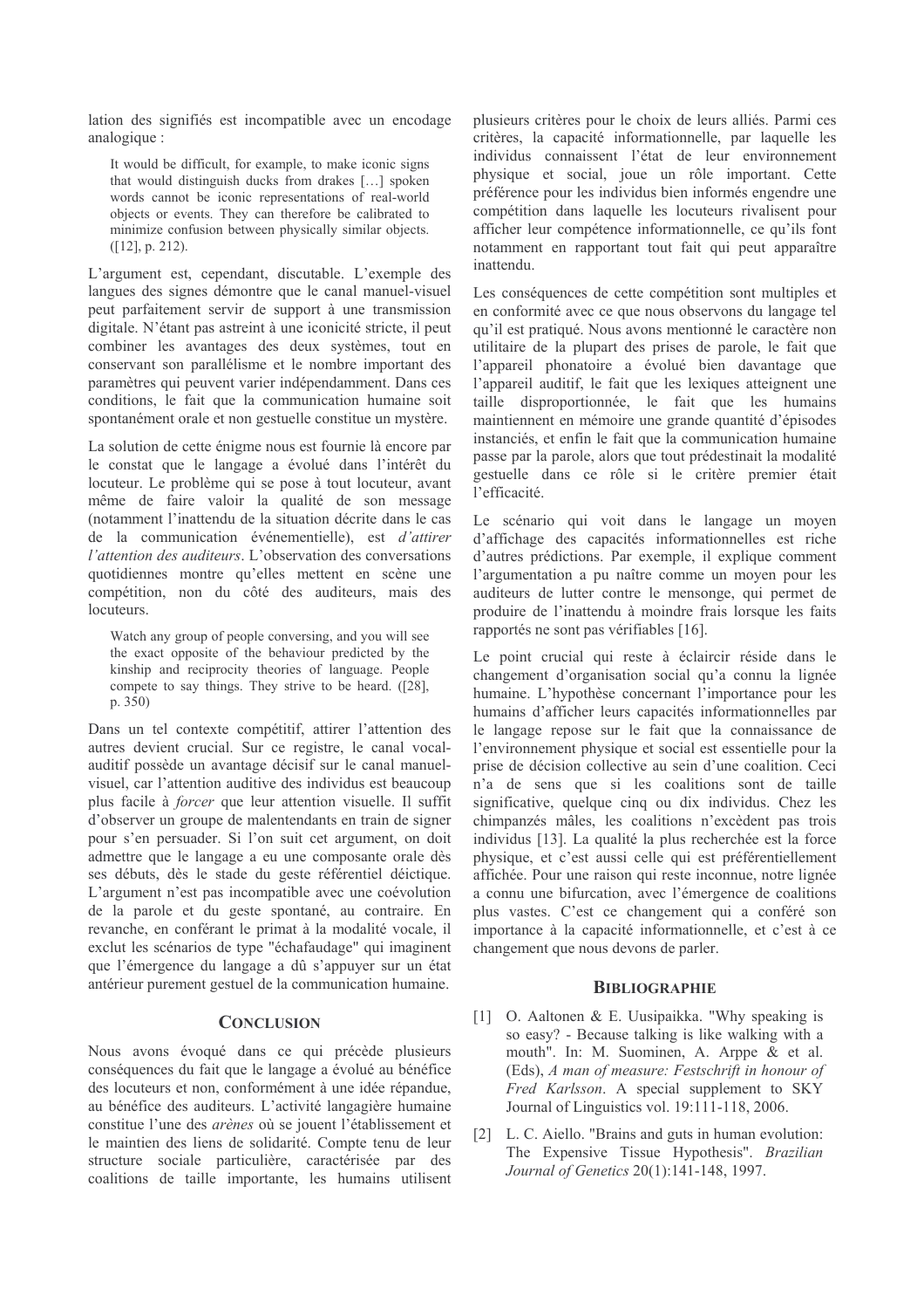lation des signifiés est incompatible avec un encodage analogique :

> It would be difficult, for example, to make iconic signs that would distinguish ducks from drakes […] spoken words cannot be iconic representations of real-world objects or events. They can therefore be calibrated to minimize confusion between physically similar objects. ([12], p. 212).

L'argument est, cependant, discutable. L'exemple des langues des signes démontre que le canal manuel-visuel peut parfaitement servir de support à une transmission digitale. N'étant pas astreint à une iconicité stricte, il peut combiner les avantages des deux systèmes, tout en conservant son parallélisme et le nombre important des paramètres qui peuvent varier indépendamment. Dans ces conditions, le fait que la communication humaine soit spontanément orale et non gestuelle constitue un mystère.

La solution de cette énigme nous est fournie là encore par le constat que le langage a évolué dans l'intérêt du locuteur. Le problème qui se pose à tout locuteur, avant même de faire valoir la qualité de son message (notamment l'inattendu de la situation décrite dans le cas de la communication événementielle), est *d'attirer l'attention des auditeurs*. L'observation des conversations quotidiennes montre qu'elles mettent en scène une compétition, non du côté des auditeurs, mais des locuteurs.

> Watch any group of people conversing, and you will see the exact opposite of the behaviour predicted by the kinship and reciprocity theories of language. People compete to say things. They strive to be heard. ([28], p. 350)

Dans un tel contexte compétitif, attirer l'attention des autres devient crucial. Sur ce registre, le canal vocal-auditif possède un avantage décisif sur le canal manuel-visuel, car l'attention auditive des individus est beaucoup plus facile à *forcer* que leur attention visuelle. Il suffit d'observer un groupe de malentendants en train de signer pour s'en persuader. Si l'on suit cet argument, on doit admettre que le langage a eu une composante orale dès ses débuts, dès le stade du geste référentiel déictique. L'argument n'est pas incompatible avec une coévolution de la parole et du geste spontané, au contraire. En revanche, en conférant le primat à la modalité vocale, il exclut les scénarios de type "échafaudage" qui imaginent que l'émergence du langage a dû s'appuyer sur un état antérieur purement gestuel de la communication humaine.

## CONCLUSION

Nous avons évoqué dans ce qui précède plusieurs conséquences du fait que le langage a évolué au bénéfice des locuteurs et non, conformément à une idée répandue, au bénéfice des auditeurs. L'activité langagière humaine constitue l'une des *arènes* où se jouent l'établissement et le maintien des liens de solidarité. Compte tenu de leur structure sociale particulière, caractérisée par des coalitions de taille importante, les humains utilisent plusieurs critères pour le choix de leurs alliés. Parmi ces critères, la capacité informationnelle, par laquelle les individus connaissent l'état de leur environnement physique et social, joue un rôle important. Cette préférence pour les individus bien informés engendre une compétition dans laquelle les locuteurs rivalisent pour afficher leur compétence informationnelle, ce qu'ils font notamment en rapportant tout fait qui peut apparaître inattendu.

Les conséquences de cette compétition sont multiples et en conformité avec ce que nous observons du langage tel qu'il est pratiqué. Nous avons mentionné le caractère non utilitaire de la plupart des prises de parole, le fait que l'appareil phonatoire a évolué bien davantage que l'appareil auditif, le fait que les lexiques atteignent une taille disproportionnée, le fait que les humains maintiennent en mémoire une grande quantité d'épisodes instanciés, et enfin le fait que la communication humaine passe par la parole, alors que tout prédestinait la modalité gestuelle dans ce rôle si le critère premier était l'efficacité.

Le scénario qui voit dans le langage un moyen d'affichage des capacités informationnelles est riche d'autres prédictions. Par exemple, il explique comment l'argumentation a pu naître comme un moyen pour les auditeurs de lutter contre le mensonge, qui permet de produire de l'inattendu à moindre frais lorsque les faits rapportés ne sont pas vérifiables [16].

Le point crucial qui reste à éclaircir réside dans le changement d'organisation social qu'a connu la lignée humaine. L'hypothèse concernant l'importance pour les humains d'afficher leurs capacités informationnelles par le langage repose sur le fait que la connaissance de l'environnement physique et social est essentielle pour la prise de décision collective au sein d'une coalition. Ceci n'a de sens que si les coalitions sont de taille significative, quelque cinq ou dix individus. Chez les chimpanzés mâles, les coalitions n'excèdent pas trois individus [13]. La qualité la plus recherchée est la force physique, et c'est aussi celle qui est préférentiellement affichée. Pour une raison qui reste inconnue, notre lignée a connu une bifurcation, avec l'émergence de coalitions plus vastes. C'est ce changement qui a conféré son importance à la capacité informationnelle, et c'est à ce changement que nous devons de parler.

## BIBLIOGRAPHIE

[1] O. Aaltonen & E. Uusipaikka. "Why speaking is so easy? - Because talking is like walking with a mouth". In: M. Suominen, A. Arppe & et al. (Eds), *A man of measure: Festschrift in honour of Fred Karlsson*. A special supplement to SKY Journal of Linguistics vol. 19:111-118, 2006.

[2] L. C. Aiello. "Brains and guts in human evolution: The Expensive Tissue Hypothesis". *Brazilian Journal of Genetics* 20(1):141-148, 1997.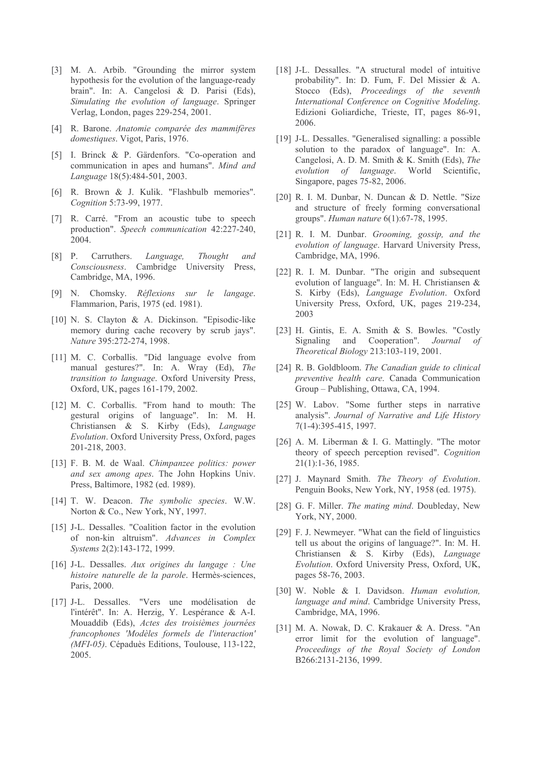[3] M. A. Arbib. "Grounding the mirror system hypothesis for the evolution of the language-ready brain". In: A. Cangelosi & D. Parisi (Eds), *Simulating the evolution of language*. Springer Verlag, London, pages 229-254, 2001.

[4] R. Barone. *Anatomie comparée des mammifères domestiques*. Vigot, Paris, 1976.

[5] I. Brinck & P. Gärdenfors. "Co-operation and communication in apes and humans". *Mind and Language* 18(5):484-501, 2003.

[6] R. Brown & J. Kulik. "Flashbulb memories". *Cognition* 5:73-99, 1977.

[7] R. Carré. "From an acoustic tube to speech production". *Speech communication* 42:227-240, 2004.

[8] P. Carruthers. *Language, Thought and Consciousness*. Cambridge University Press, Cambridge, MA, 1996.

[9] N. Chomsky. *Réflexions sur le langage*. Flammarion, Paris, 1975 (ed. 1981).

[10] N. S. Clayton & A. Dickinson. "Episodic-like memory during cache recovery by scrub jays". *Nature* 395:272-274, 1998.

[11] M. C. Corballis. "Did language evolve from manual gestures?". In: A. Wray (Ed), *The transition to language*. Oxford University Press, Oxford, UK, pages 161-179, 2002.

[12] M. C. Corballis. "From hand to mouth: The gestural origins of language". In: M. H. Christiansen & S. Kirby (Eds), *Language Evolution*. Oxford University Press, Oxford, pages 201-218, 2003.

[13] F. B. M. de Waal. *Chimpanzee politics: power and sex among apes*. The John Hopkins Univ. Press, Baltimore, 1982 (ed. 1989).

[14] T. W. Deacon. *The symbolic species*. W.W. Norton & Co., New York, NY, 1997.

[15] J-L. Dessalles. "Coalition factor in the evolution of non-kin altruism". *Advances in Complex Systems* 2(2):143-172, 1999.

[16] J-L. Dessalles. *Aux origines du langage : Une histoire naturelle de la parole*. Hermès-sciences, Paris, 2000.

[17] J-L. Dessalles. "Vers une modélisation de l'intérêt". In: A. Herzig, Y. Lespérance & A-I. Mouaddib (Eds), *Actes des troisièmes journées francophones 'Modèles formels de l'interaction' (MFI-05)*. Cépaduès Editions, Toulouse, 113-122, 2005.

[18] J-L. Dessalles. "A structural model of intuitive probability". In: D. Fum, F. Del Missier & A. Stocco (Eds), *Proceedings of the seventh International Conference on Cognitive Modeling*. Edizioni Goliardiche, Trieste, IT, pages 86-91, 2006.

[19] J-L. Dessalles. "Generalised signalling: a possible solution to the paradox of language". In: A. Cangelosi, A. D. M. Smith & K. Smith (Eds), *The evolution of language*. World Scientific, Singapore, pages 75-82, 2006.

[20] R. I. M. Dunbar, N. Duncan & D. Nettle. "Size and structure of freely forming conversational groups". *Human nature* 6(1):67-78, 1995.

[21] R. I. M. Dunbar. *Grooming, gossip, and the evolution of language*. Harvard University Press, Cambridge, MA, 1996.

[22] R. I. M. Dunbar. "The origin and subsequent evolution of language". In: M. H. Christiansen & S. Kirby (Eds), *Language Evolution*. Oxford University Press, Oxford, UK, pages 219-234, 2003

[23] H. Gintis, E. A. Smith & S. Bowles. "Costly Signaling and Cooperation". *Journal of Theoretical Biology* 213:103-119, 2001.

[24] R. B. Goldbloom. *The Canadian guide to clinical preventive health care*. Canada Communication Group – Publishing, Ottawa, CA, 1994.

[25] W. Labov. "Some further steps in narrative analysis". *Journal of Narrative and Life History* 7(1-4):395-415, 1997.

[26] A. M. Liberman & I. G. Mattingly. "The motor theory of speech perception revised". *Cognition* 21(1):1-36, 1985.

[27] J. Maynard Smith. *The Theory of Evolution*. Penguin Books, New York, NY, 1958 (ed. 1975).

[28] G. F. Miller. *The mating mind*. Doubleday, New York, NY, 2000.

[29] F. J. Newmeyer. "What can the field of linguistics tell us about the origins of language?". In: M. H. Christiansen & S. Kirby (Eds), *Language Evolution*. Oxford University Press, Oxford, UK, pages 58-76, 2003.

[30] W. Noble & I. Davidson. *Human evolution, language and mind*. Cambridge University Press, Cambridge, MA, 1996.

[31] M. A. Nowak, D. C. Krakauer & A. Dress. "An error limit for the evolution of language". *Proceedings of the Royal Society of London* B266:2131-2136, 1999.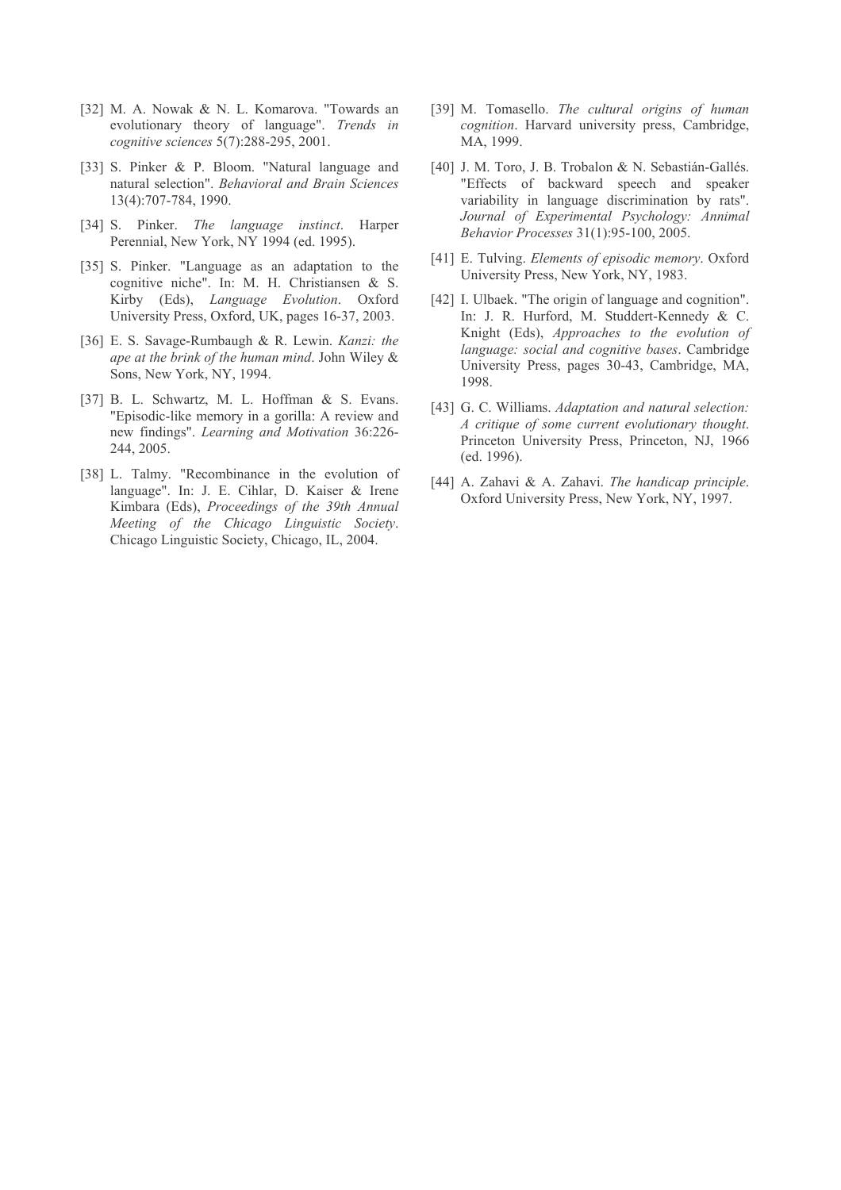[32] M. A. Nowak & N. L. Komarova. "Towards an evolutionary theory of language". *Trends in cognitive sciences* 5(7):288-295, 2001.

[33] S. Pinker & P. Bloom. "Natural language and natural selection". *Behavioral and Brain Sciences* 13(4):707-784, 1990.

[34] S. Pinker. *The language instinct*. Harper Perennial, New York, NY 1994 (ed. 1995).

[35] S. Pinker. "Language as an adaptation to the cognitive niche". In: M. H. Christiansen & S. Kirby (Eds), *Language Evolution*. Oxford University Press, Oxford, UK, pages 16-37, 2003.

[36] E. S. Savage-Rumbaugh & R. Lewin. *Kanzi: the ape at the brink of the human mind*. John Wiley & Sons, New York, NY, 1994.

[37] B. L. Schwartz, M. L. Hoffman & S. Evans. "Episodic-like memory in a gorilla: A review and new findings". *Learning and Motivation* 36:226-244, 2005.

[38] L. Talmy. "Recombinance in the evolution of language". In: J. E. Cihlar, D. Kaiser & Irene Kimbara (Eds), *Proceedings of the 39th Annual Meeting of the Chicago Linguistic Society*. Chicago Linguistic Society, Chicago, IL, 2004.

[39] M. Tomasello. *The cultural origins of human cognition*. Harvard university press, Cambridge, MA, 1999.

[40] J. M. Toro, J. B. Trobalon & N. Sebastián-Gallés. "Effects of backward speech and speaker variability in language discrimination by rats". *Journal of Experimental Psychology: Annimal Behavior Processes* 31(1):95-100, 2005.

[41] E. Tulving. *Elements of episodic memory*. Oxford University Press, New York, NY, 1983.

[42] I. Ulbaek. "The origin of language and cognition". In: J. R. Hurford, M. Studdert-Kennedy & C. Knight (Eds), *Approaches to the evolution of language: social and cognitive bases*. Cambridge University Press, pages 30-43, Cambridge, MA, 1998.

[43] G. C. Williams. *Adaptation and natural selection: A critique of some current evolutionary thought*. Princeton University Press, Princeton, NJ, 1966 (ed. 1996).

[44] A. Zahavi & A. Zahavi. *The handicap principle*. Oxford University Press, New York, NY, 1997.